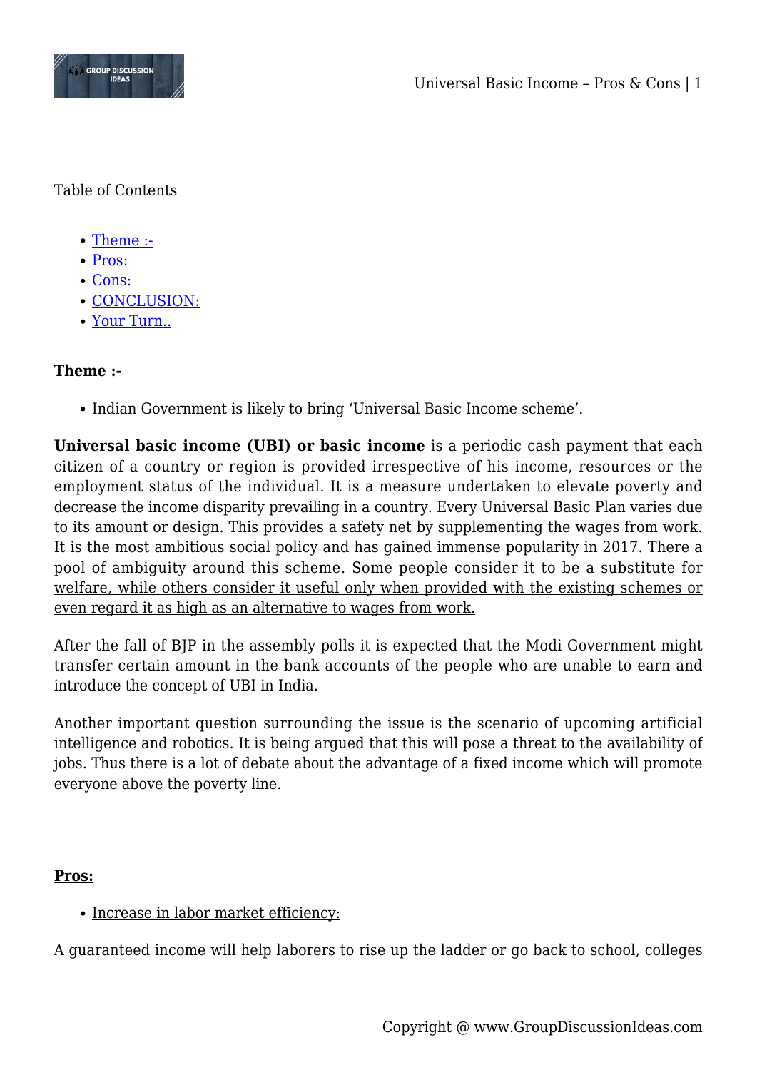Table of Contents

- Theme :-
- Pros:
- Cons:
- CONCLUSION:
- Your Turn..

**Theme :-**

- Indian Government is likely to bring 'Universal Basic Income scheme'.

**Universal basic income (UBI) or basic income** is a periodic cash payment that each citizen of a country or region is provided irrespective of his income, resources or the employment status of the individual. It is a measure undertaken to elevate poverty and decrease the income disparity prevailing in a country. Every Universal Basic Plan varies due to its amount or design. This provides a safety net by supplementing the wages from work. It is the most ambitious social policy and has gained immense popularity in 2017. There a pool of ambiguity around this scheme. Some people consider it to be a substitute for welfare, while others consider it useful only when provided with the existing schemes or even regard it as high as an alternative to wages from work.

After the fall of BJP in the assembly polls it is expected that the Modi Government might transfer certain amount in the bank accounts of the people who are unable to earn and introduce the concept of UBI in India.

Another important question surrounding the issue is the scenario of upcoming artificial intelligence and robotics. It is being argued that this will pose a threat to the availability of jobs. Thus there is a lot of debate about the advantage of a fixed income which will promote everyone above the poverty line.

**Pros:**

- Increase in labor market efficiency:

A guaranteed income will help laborers to rise up the ladder or go back to school, colleges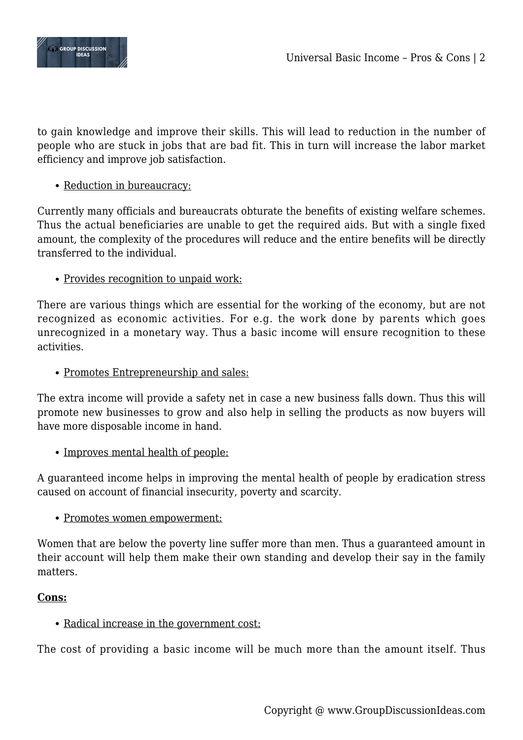to gain knowledge and improve their skills. This will lead to reduction in the number of people who are stuck in jobs that are bad fit. This in turn will increase the labor market efficiency and improve job satisfaction.

- Reduction in bureaucracy:

Currently many officials and bureaucrats obturate the benefits of existing welfare schemes. Thus the actual beneficiaries are unable to get the required aids. But with a single fixed amount, the complexity of the procedures will reduce and the entire benefits will be directly transferred to the individual.

- Provides recognition to unpaid work:

There are various things which are essential for the working of the economy, but are not recognized as economic activities. For e.g. the work done by parents which goes unrecognized in a monetary way. Thus a basic income will ensure recognition to these activities.

- Promotes Entrepreneurship and sales:

The extra income will provide a safety net in case a new business falls down. Thus this will promote new businesses to grow and also help in selling the products as now buyers will have more disposable income in hand.

- Improves mental health of people:

A guaranteed income helps in improving the mental health of people by eradication stress caused on account of financial insecurity, poverty and scarcity.

- Promotes women empowerment:

Women that are below the poverty line suffer more than men. Thus a guaranteed amount in their account will help them make their own standing and develop their say in the family matters.

**Cons:**

- Radical increase in the government cost:

The cost of providing a basic income will be much more than the amount itself. Thus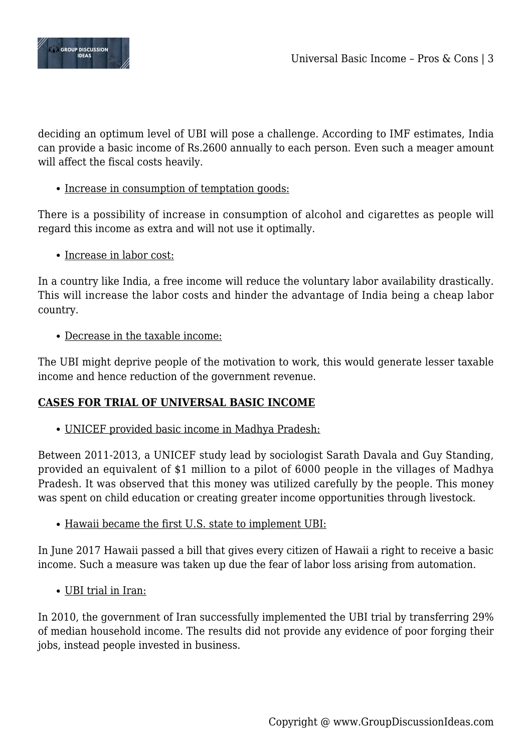deciding an optimum level of UBI will pose a challenge. According to IMF estimates, India can provide a basic income of Rs.2600 annually to each person. Even such a meager amount will affect the fiscal costs heavily.

- Increase in consumption of temptation goods:

There is a possibility of increase in consumption of alcohol and cigarettes as people will regard this income as extra and will not use it optimally.

- Increase in labor cost:

In a country like India, a free income will reduce the voluntary labor availability drastically. This will increase the labor costs and hinder the advantage of India being a cheap labor country.

- Decrease in the taxable income:

The UBI might deprive people of the motivation to work, this would generate lesser taxable income and hence reduction of the government revenue.

**CASES FOR TRIAL OF UNIVERSAL BASIC INCOME**

- UNICEF provided basic income in Madhya Pradesh:

Between 2011-2013, a UNICEF study lead by sociologist Sarath Davala and Guy Standing, provided an equivalent of $1 million to a pilot of 6000 people in the villages of Madhya Pradesh. It was observed that this money was utilized carefully by the people. This money was spent on child education or creating greater income opportunities through livestock.

- Hawaii became the first U.S. state to implement UBI:

In June 2017 Hawaii passed a bill that gives every citizen of Hawaii a right to receive a basic income. Such a measure was taken up due the fear of labor loss arising from automation.

- UBI trial in Iran:

In 2010, the government of Iran successfully implemented the UBI trial by transferring 29% of median household income. The results did not provide any evidence of poor forging their jobs, instead people invested in business.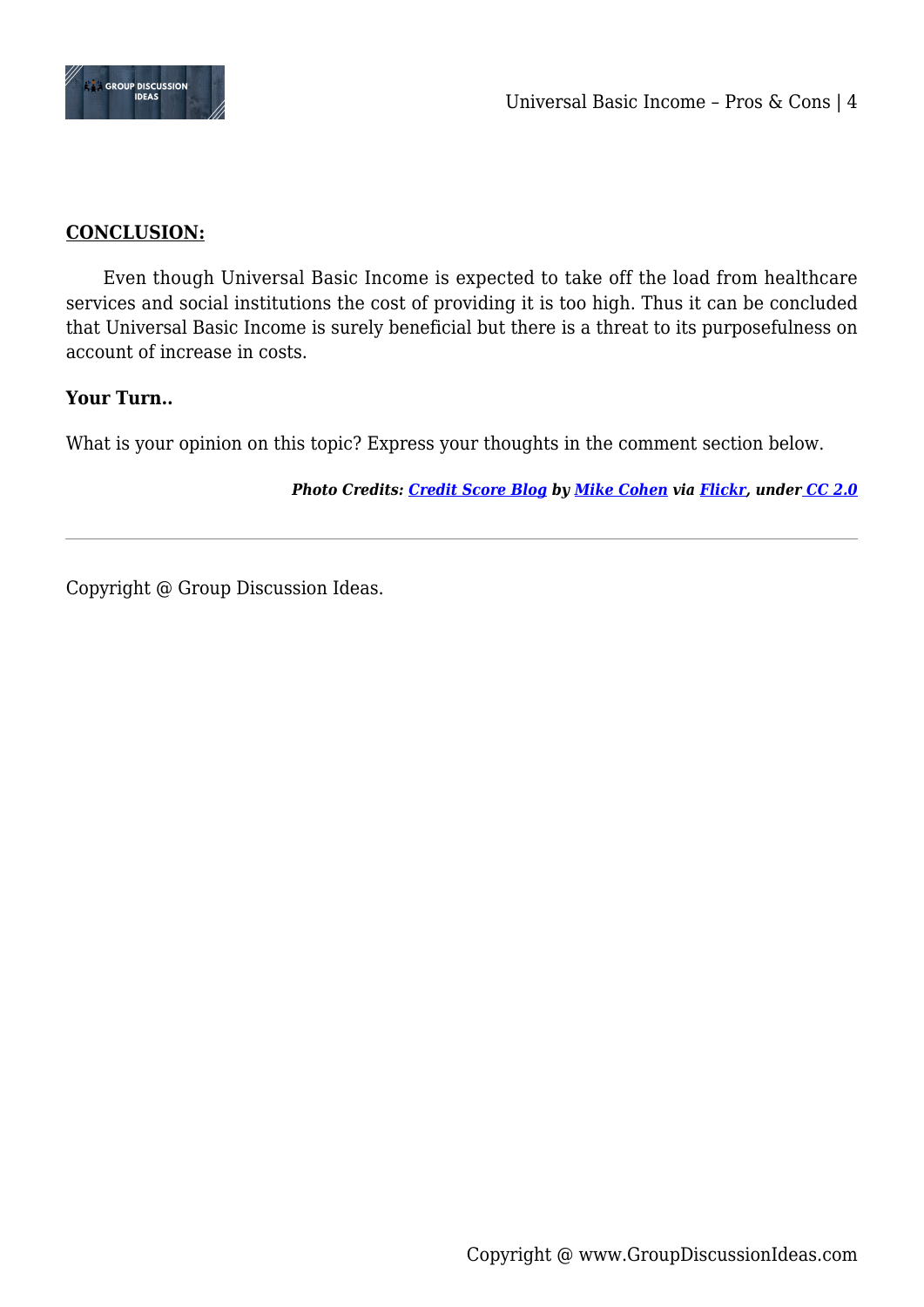**CONCLUSION:**

Even though Universal Basic Income is expected to take off the load from healthcare services and social institutions the cost of providing it is too high. Thus it can be concluded that Universal Basic Income is surely beneficial but there is a threat to its purposefulness on account of increase in costs.

**Your Turn..**

What is your opinion on this topic? Express your thoughts in the comment section below.

***Photo Credits: Credit Score Blog by Mike Cohen via Flickr, under CC 2.0***

---

Copyright @ Group Discussion Ideas.